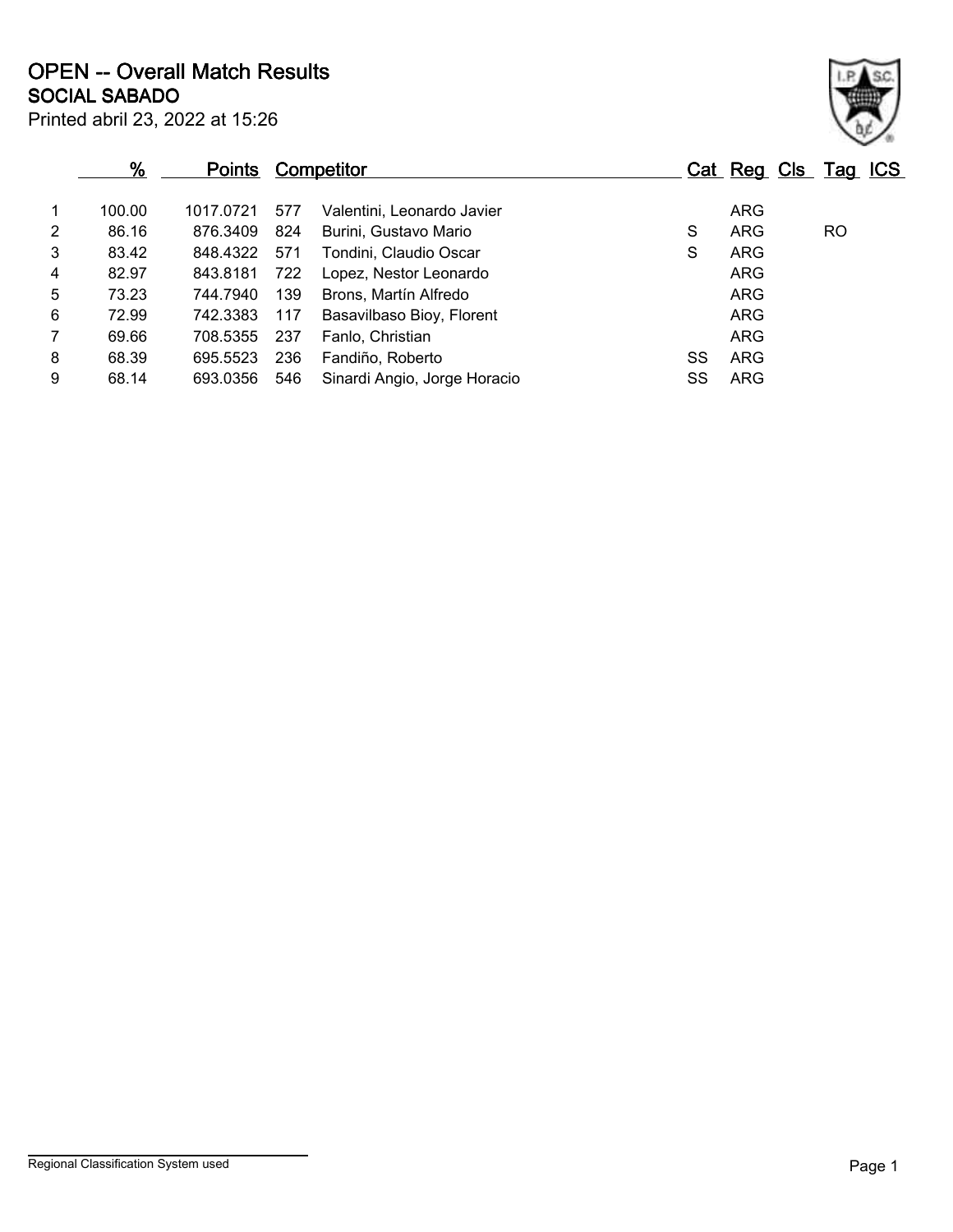# OPEN -- Overall Match Results

## SOCIAL SABADO

Printed abril 23, 2022 at 15:26

| | % | Points | Competitor | | Cat | Reg | Cls | Tag | ICS |
|---|---|---|---|---|---|---|---|---|---|
| 1 | 100.00 | 1017.0721 | 577 | Valentini, Leonardo Javier | | ARG | | | |
| 2 | 86.16 | 876.3409 | 824 | Burini, Gustavo Mario | S | ARG | | RO | |
| 3 | 83.42 | 848.4322 | 571 | Tondini, Claudio Oscar | S | ARG | | | |
| 4 | 82.97 | 843.8181 | 722 | Lopez, Nestor Leonardo | | ARG | | | |
| 5 | 73.23 | 744.7940 | 139 | Brons, Martín Alfredo | | ARG | | | |
| 6 | 72.99 | 742.3383 | 117 | Basavilbaso Bioy, Florent | | ARG | | | |
| 7 | 69.66 | 708.5355 | 237 | Fanlo, Christian | | ARG | | | |
| 8 | 68.39 | 695.5523 | 236 | Fandiño, Roberto | SS | ARG | | | |
| 9 | 68.14 | 693.0356 | 546 | Sinardi Angio, Jorge Horacio | SS | ARG | | | |

Regional Classification System used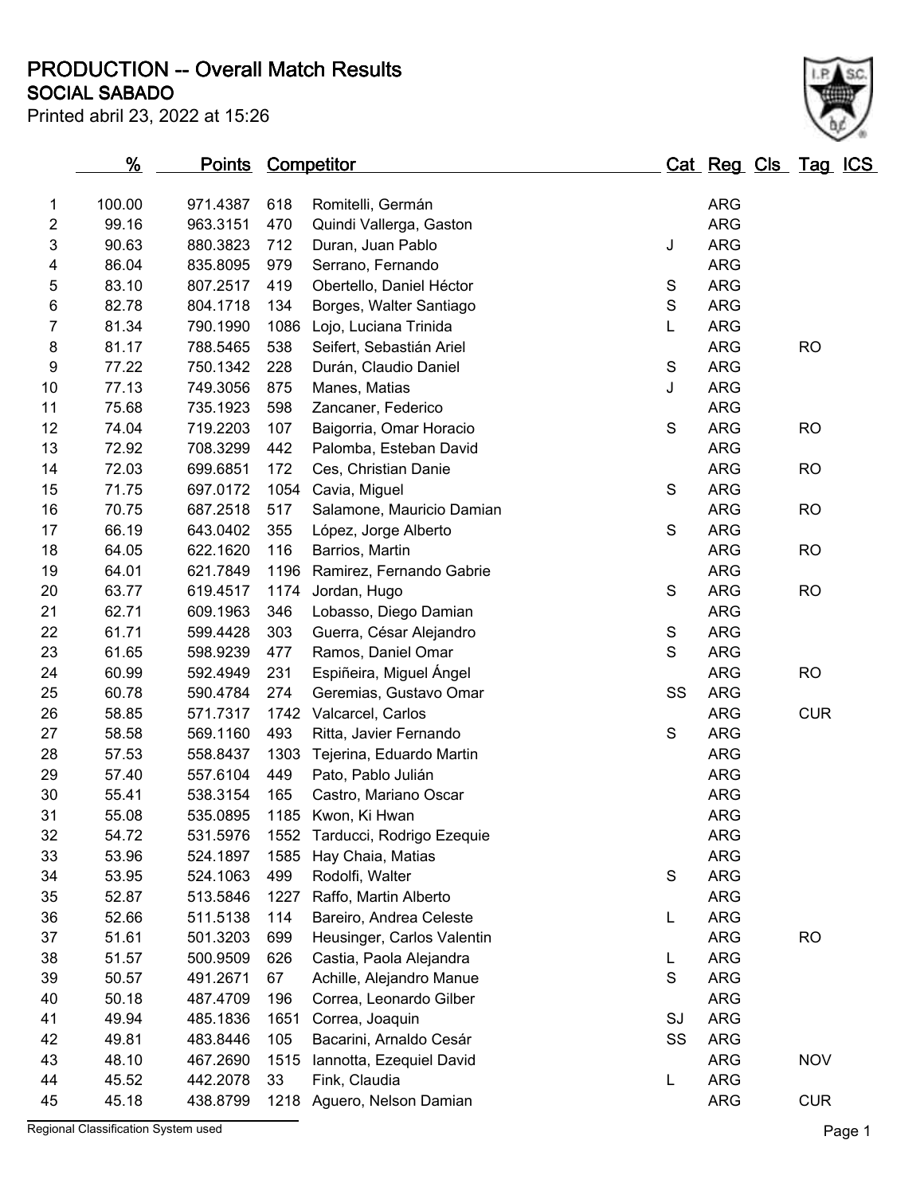# PRODUCTION -- Overall Match Results

## SOCIAL SABADO

Printed abril 23, 2022 at 15:26

| | % | Points | Competitor | | Cat | Reg | Cls | Tag | ICS |
|---|---|---|---|---|---|---|---|---|---|
| 1 | 100.00 | 971.4387 | 618 | Romitelli, Germán | | ARG | | | |
| 2 | 99.16 | 963.3151 | 470 | Quindi Vallerga, Gaston | | ARG | | | |
| 3 | 90.63 | 880.3823 | 712 | Duran, Juan Pablo | J | ARG | | | |
| 4 | 86.04 | 835.8095 | 979 | Serrano, Fernando | | ARG | | | |
| 5 | 83.10 | 807.2517 | 419 | Obertello, Daniel Héctor | S | ARG | | | |
| 6 | 82.78 | 804.1718 | 134 | Borges, Walter Santiago | S | ARG | | | |
| 7 | 81.34 | 790.1990 | 1086 | Lojo, Luciana Trinida | L | ARG | | | |
| 8 | 81.17 | 788.5465 | 538 | Seifert, Sebastián Ariel | | ARG | | RO | |
| 9 | 77.22 | 750.1342 | 228 | Durán, Claudio Daniel | S | ARG | | | |
| 10 | 77.13 | 749.3056 | 875 | Manes, Matias | J | ARG | | | |
| 11 | 75.68 | 735.1923 | 598 | Zancaner, Federico | | ARG | | | |
| 12 | 74.04 | 719.2203 | 107 | Baigorria, Omar Horacio | S | ARG | | RO | |
| 13 | 72.92 | 708.3299 | 442 | Palomba, Esteban David | | ARG | | | |
| 14 | 72.03 | 699.6851 | 172 | Ces, Christian Danie | | ARG | | RO | |
| 15 | 71.75 | 697.0172 | 1054 | Cavia, Miguel | S | ARG | | | |
| 16 | 70.75 | 687.2518 | 517 | Salamone, Mauricio Damian | | ARG | | RO | |
| 17 | 66.19 | 643.0402 | 355 | López, Jorge Alberto | S | ARG | | | |
| 18 | 64.05 | 622.1620 | 116 | Barrios, Martin | | ARG | | RO | |
| 19 | 64.01 | 621.7849 | 1196 | Ramirez, Fernando Gabrie | | ARG | | | |
| 20 | 63.77 | 619.4517 | 1174 | Jordan, Hugo | S | ARG | | RO | |
| 21 | 62.71 | 609.1963 | 346 | Lobasso, Diego Damian | | ARG | | | |
| 22 | 61.71 | 599.4428 | 303 | Guerra, César Alejandro | S | ARG | | | |
| 23 | 61.65 | 598.9239 | 477 | Ramos, Daniel Omar | S | ARG | | | |
| 24 | 60.99 | 592.4949 | 231 | Espiñeira, Miguel Ángel | | ARG | | RO | |
| 25 | 60.78 | 590.4784 | 274 | Geremias, Gustavo Omar | SS | ARG | | | |
| 26 | 58.85 | 571.7317 | 1742 | Valcarcel, Carlos | | ARG | | CUR | |
| 27 | 58.58 | 569.1160 | 493 | Ritta, Javier Fernando | S | ARG | | | |
| 28 | 57.53 | 558.8437 | 1303 | Tejerina, Eduardo Martin | | ARG | | | |
| 29 | 57.40 | 557.6104 | 449 | Pato, Pablo Julián | | ARG | | | |
| 30 | 55.41 | 538.3154 | 165 | Castro, Mariano Oscar | | ARG | | | |
| 31 | 55.08 | 535.0895 | 1185 | Kwon, Ki Hwan | | ARG | | | |
| 32 | 54.72 | 531.5976 | 1552 | Tarducci, Rodrigo Ezequie | | ARG | | | |
| 33 | 53.96 | 524.1897 | 1585 | Hay Chaia, Matias | | ARG | | | |
| 34 | 53.95 | 524.1063 | 499 | Rodolfi, Walter | S | ARG | | | |
| 35 | 52.87 | 513.5846 | 1227 | Raffo, Martin Alberto | | ARG | | | |
| 36 | 52.66 | 511.5138 | 114 | Bareiro, Andrea Celeste | L | ARG | | | |
| 37 | 51.61 | 501.3203 | 699 | Heusinger, Carlos Valentin | | ARG | | RO | |
| 38 | 51.57 | 500.9509 | 626 | Castia, Paola Alejandra | L | ARG | | | |
| 39 | 50.57 | 491.2671 | 67 | Achille, Alejandro Manue | S | ARG | | | |
| 40 | 50.18 | 487.4709 | 196 | Correa, Leonardo Gilber | | ARG | | | |
| 41 | 49.94 | 485.1836 | 1651 | Correa, Joaquin | SJ | ARG | | | |
| 42 | 49.81 | 483.8446 | 105 | Bacarini, Arnaldo Cesár | SS | ARG | | | |
| 43 | 48.10 | 467.2690 | 1515 | Iannotta, Ezequiel David | | ARG | | NOV | |
| 44 | 45.52 | 442.2078 | 33 | Fink, Claudia | L | ARG | | | |
| 45 | 45.18 | 438.8799 | 1218 | Aguero, Nelson Damian | | ARG | | CUR | |

Regional Classification System used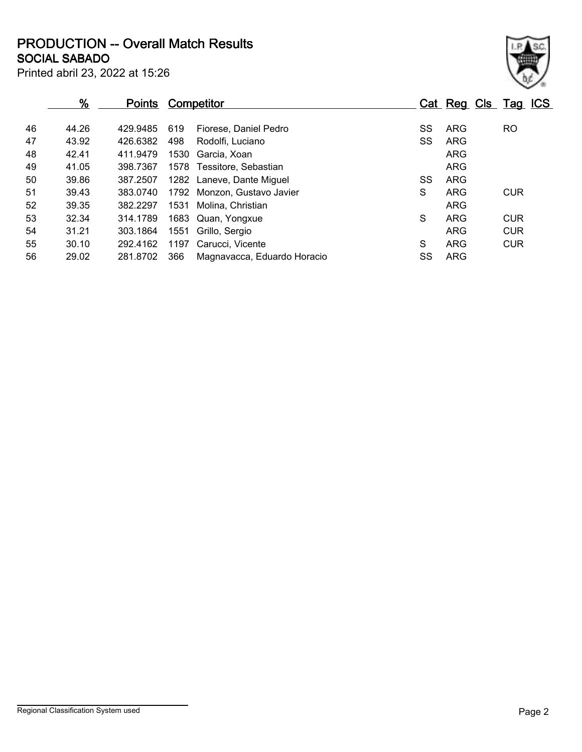# PRODUCTION -- Overall Match Results
## SOCIAL SABADO

Printed abril 23, 2022 at 15:26

| | % | Points | Competitor | | Cat | Reg | Cls | Tag | ICS |
|---|---|---|---|---|---|---|---|---|---|
| 46 | 44.26 | 429.9485 | 619 | Fiorese, Daniel Pedro | SS | ARG | | RO | |
| 47 | 43.92 | 426.6382 | 498 | Rodolfi, Luciano | SS | ARG | | | |
| 48 | 42.41 | 411.9479 | 1530 | Garcia, Xoan | | ARG | | | |
| 49 | 41.05 | 398.7367 | 1578 | Tessitore, Sebastian | | ARG | | | |
| 50 | 39.86 | 387.2507 | 1282 | Laneve, Dante Miguel | SS | ARG | | | |
| 51 | 39.43 | 383.0740 | 1792 | Monzon, Gustavo Javier | S | ARG | | CUR | |
| 52 | 39.35 | 382.2297 | 1531 | Molina, Christian | | ARG | | | |
| 53 | 32.34 | 314.1789 | 1683 | Quan, Yongxue | S | ARG | | CUR | |
| 54 | 31.21 | 303.1864 | 1551 | Grillo, Sergio | | ARG | | CUR | |
| 55 | 30.10 | 292.4162 | 1197 | Carucci, Vicente | S | ARG | | CUR | |
| 56 | 29.02 | 281.8702 | 366 | Magnavacca, Eduardo Horacio | SS | ARG | | | |

Regional Classification System used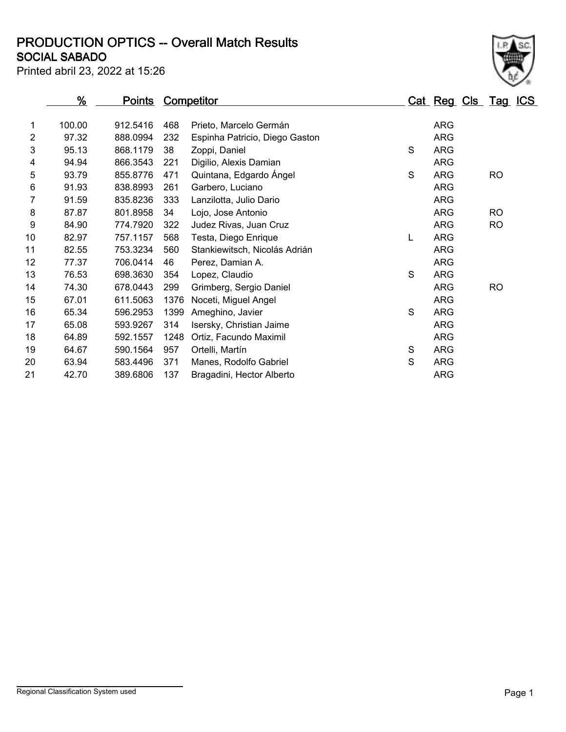# PRODUCTION OPTICS -- Overall Match Results

## SOCIAL SABADO

Printed abril 23, 2022 at 15:26

| | % | Points | Competitor | | Cat | Reg | Cls | Tag | ICS |
|---|---|---|---|---|---|---|---|---|---|
| 1 | 100.00 | 912.5416 | 468 | Prieto, Marcelo Germán | | ARG | | | |
| 2 | 97.32 | 888.0994 | 232 | Espinha Patricio, Diego Gaston | | ARG | | | |
| 3 | 95.13 | 868.1179 | 38 | Zoppi, Daniel | S | ARG | | | |
| 4 | 94.94 | 866.3543 | 221 | Digilio, Alexis Damian | | ARG | | | |
| 5 | 93.79 | 855.8776 | 471 | Quintana, Edgardo Ángel | S | ARG | | RO | |
| 6 | 91.93 | 838.8993 | 261 | Garbero, Luciano | | ARG | | | |
| 7 | 91.59 | 835.8236 | 333 | Lanzilotta, Julio Dario | | ARG | | | |
| 8 | 87.87 | 801.8958 | 34 | Lojo, Jose Antonio | | ARG | | RO | |
| 9 | 84.90 | 774.7920 | 322 | Judez Rivas, Juan Cruz | | ARG | | RO | |
| 10 | 82.97 | 757.1157 | 568 | Testa, Diego Enrique | L | ARG | | | |
| 11 | 82.55 | 753.3234 | 560 | Stankiewitsch, Nicolás Adrián | | ARG | | | |
| 12 | 77.37 | 706.0414 | 46 | Perez, Damian A. | | ARG | | | |
| 13 | 76.53 | 698.3630 | 354 | Lopez, Claudio | S | ARG | | | |
| 14 | 74.30 | 678.0443 | 299 | Grimberg, Sergio Daniel | | ARG | | RO | |
| 15 | 67.01 | 611.5063 | 1376 | Noceti, Miguel Angel | | ARG | | | |
| 16 | 65.34 | 596.2953 | 1399 | Ameghino, Javier | S | ARG | | | |
| 17 | 65.08 | 593.9267 | 314 | Isersky, Christian Jaime | | ARG | | | |
| 18 | 64.89 | 592.1557 | 1248 | Ortiz, Facundo Maximil | | ARG | | | |
| 19 | 64.67 | 590.1564 | 957 | Ortelli, Martín | S | ARG | | | |
| 20 | 63.94 | 583.4496 | 371 | Manes, Rodolfo Gabriel | S | ARG | | | |
| 21 | 42.70 | 389.6806 | 137 | Bragadini, Hector Alberto | | ARG | | | |

Regional Classification System used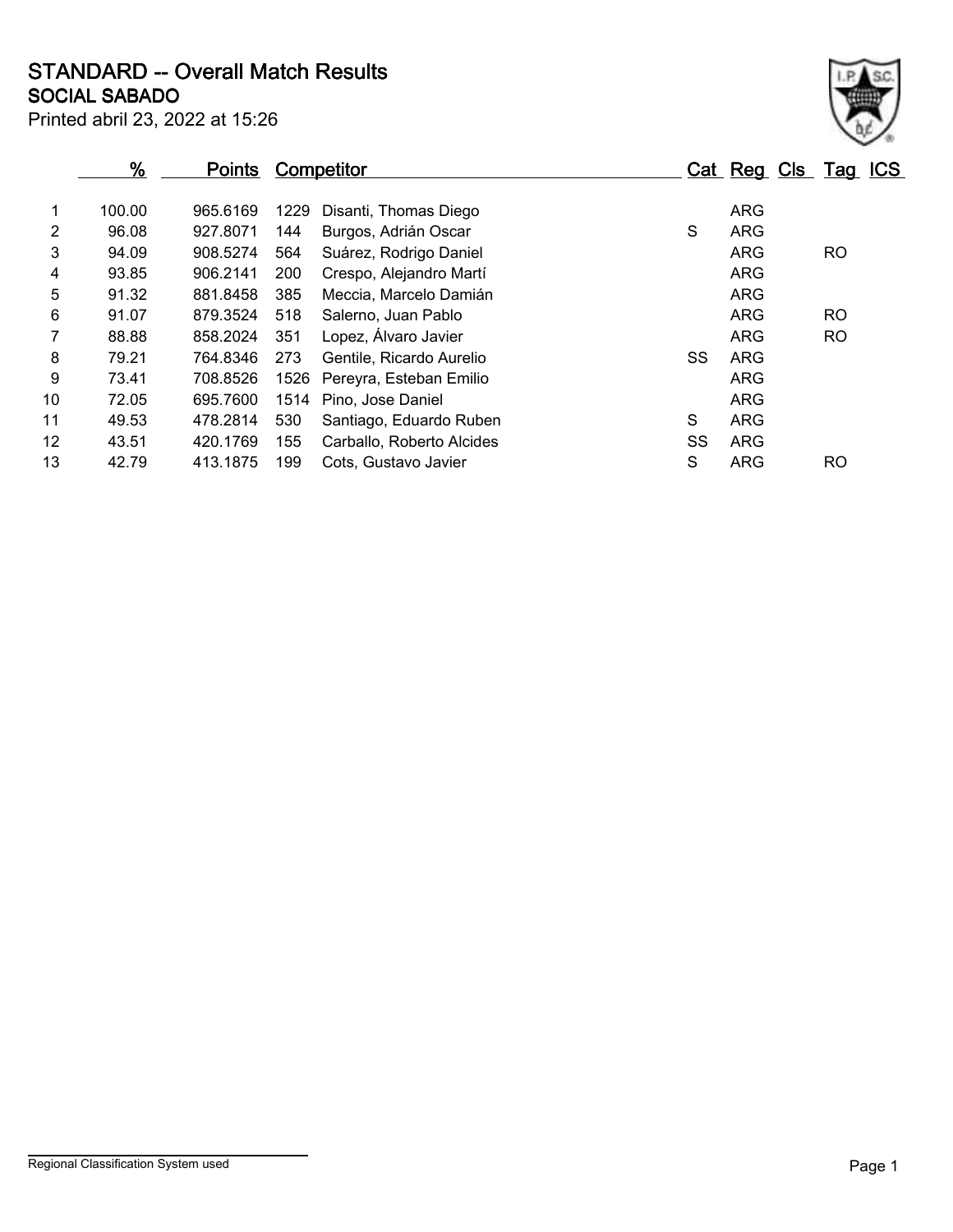# STANDARD -- Overall Match Results

## SOCIAL SABADO

Printed abril 23, 2022 at 15:26

| | % | Points | Competitor | | Cat | Reg | Cls | Tag | ICS |
|---|---|---|---|---|---|---|---|---|---|
| 1 | 100.00 | 965.6169 | 1229 | Disanti, Thomas Diego | | ARG | | | |
| 2 | 96.08 | 927.8071 | 144 | Burgos, Adrián Oscar | S | ARG | | | |
| 3 | 94.09 | 908.5274 | 564 | Suárez, Rodrigo Daniel | | ARG | | RO | |
| 4 | 93.85 | 906.2141 | 200 | Crespo, Alejandro Martí | | ARG | | | |
| 5 | 91.32 | 881.8458 | 385 | Meccia, Marcelo Damián | | ARG | | | |
| 6 | 91.07 | 879.3524 | 518 | Salerno, Juan Pablo | | ARG | | RO | |
| 7 | 88.88 | 858.2024 | 351 | Lopez, Álvaro Javier | | ARG | | RO | |
| 8 | 79.21 | 764.8346 | 273 | Gentile, Ricardo Aurelio | SS | ARG | | | |
| 9 | 73.41 | 708.8526 | 1526 | Pereyra, Esteban Emilio | | ARG | | | |
| 10 | 72.05 | 695.7600 | 1514 | Pino, Jose Daniel | | ARG | | | |
| 11 | 49.53 | 478.2814 | 530 | Santiago, Eduardo Ruben | S | ARG | | | |
| 12 | 43.51 | 420.1769 | 155 | Carballo, Roberto Alcides | SS | ARG | | | |
| 13 | 42.79 | 413.1875 | 199 | Cots, Gustavo Javier | S | ARG | | RO | |

Regional Classification System used